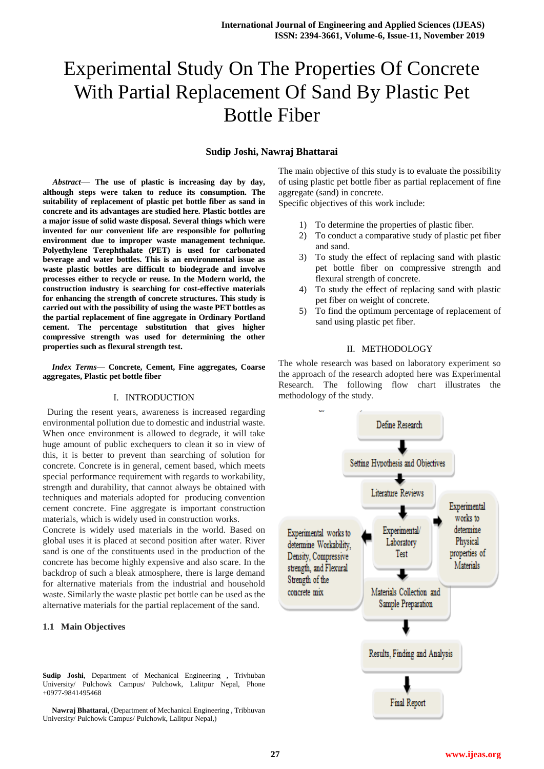# Experimental Study On The Properties Of Concrete With Partial Replacement Of Sand By Plastic Pet Bottle Fiber

**Sudip Joshi, Nawraj Bhattarai**

***Abstract*— The use of plastic is increasing day by day, although steps were taken to reduce its consumption. The suitability of replacement of plastic pet bottle fiber as sand in concrete and its advantages are studied here. Plastic bottles are a major issue of solid waste disposal. Several things which were invented for our convenient life are responsible for polluting environment due to improper waste management technique. Polyethylene Terephthalate (PET) is used for carbonated beverage and water bottles. This is an environmental issue as waste plastic bottles are difficult to biodegrade and involve processes either to recycle or reuse. In the Modern world, the construction industry is searching for cost-effective materials for enhancing the strength of concrete structures. This study is carried out with the possibility of using the waste PET bottles as the partial replacement of fine aggregate in Ordinary Portland cement. The percentage substitution that gives higher compressive strength was used for determining the other properties such as flexural strength test.**

***Index Terms*— Concrete, Cement, Fine aggregates, Coarse aggregates, Plastic pet bottle fiber**

## I. INTRODUCTION

During the resent years, awareness is increased regarding environmental pollution due to domestic and industrial waste. When once environment is allowed to degrade, it will take huge amount of public exchequers to clean it so in view of this, it is better to prevent than searching of solution for concrete. Concrete is in general, cement based, which meets special performance requirement with regards to workability, strength and durability, that cannot always be obtained with techniques and materials adopted for producing convention cement concrete. Fine aggregate is important construction materials, which is widely used in construction works.

Concrete is widely used materials in the world. Based on global uses it is placed at second position after water. River sand is one of the constituents used in the production of the concrete has become highly expensive and also scare. In the backdrop of such a bleak atmosphere, there is large demand for alternative materials from the industrial and household waste. Similarly the waste plastic pet bottle can be used as the alternative materials for the partial replacement of the sand.

### 1.1 Main Objectives

The main objective of this study is to evaluate the possibility of using plastic pet bottle fiber as partial replacement of fine aggregate (sand) in concrete.

Specific objectives of this work include:

1) To determine the properties of plastic fiber.
2) To conduct a comparative study of plastic pet fiber and sand.
3) To study the effect of replacing sand with plastic pet bottle fiber on compressive strength and flexural strength of concrete.
4) To study the effect of replacing sand with plastic pet fiber on weight of concrete.
5) To find the optimum percentage of replacement of sand using plastic pet fiber.

## II. METHODOLOGY

The whole research was based on laboratory experiment so the approach of the research adopted here was Experimental Research. The following flow chart illustrates the methodology of the study.

Define Research → Setting Hypothesis and Objectives → Literature Reviews → Experimental/ Laboratory Test → Materials Collection and Sample Preparation → Results, Finding and Analysis → Final Report

Experimental/ Laboratory Test → Experimental works to determine Physical properties of Materials

Experimental/ Laboratory Test → Experimental works to determine Workability, Density, Compressive strength, and Flexural Strength of the concrete mix

**Sudip Joshi**, Department of Mechanical Engineering , Trivhuban University/ Pulchowk Campus/ Pulchowk, Lalitpur Nepal, Phone +0977-9841495468

**Nawraj Bhattarai**, (Department of Mechanical Engineering , Tribhuvan University/ Pulchowk Campus/ Pulchowk, Lalitpur Nepal,)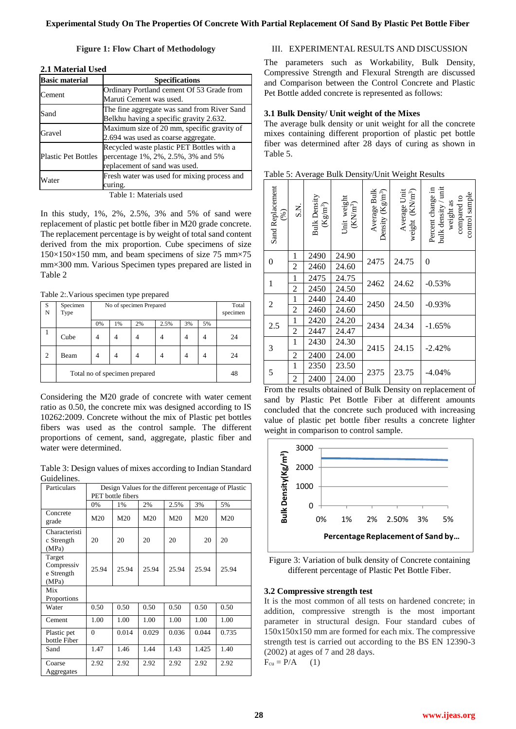**Figure 1: Flow Chart of Methodology**

### 2.1 Material Used

| Basic material | Specifications |
|---|---|
| Cement | Ordinary Portland cement Of 53 Grade from Maruti Cement was used. |
| Sand | The fine aggregate was sand from River Sand Belkhu having a specific gravity 2.632. |
| Gravel | Maximum size of 20 mm, specific gravity of 2.694 was used as coarse aggregate. |
| Plastic Pet Bottles | Recycled waste plastic PET Bottles with a percentage 1%, 2%, 2.5%, 3% and 5% replacement of sand was used. |
| Water | Fresh water was used for mixing process and curing. |

Table 1: Materials used

In this study, 1%, 2%, 2.5%, 3% and 5% of sand were replacement of plastic pet bottle fiber in M20 grade concrete. The replacement percentage is by weight of total sand content derived from the mix proportion. Cube specimens of size 150×150×150 mm, and beam specimens of size 75 mm×75 mm×300 mm. Various Specimen types prepared are listed in Table 2

Table 2:.Various specimen type prepared

| SN | Specimen Type | No of specimen Prepared | | | | | | Total specimen |
|---|---|---|---|---|---|---|---|---|
| | | 0% | 1% | 2% | 2.5% | 3% | 5% | |
| 1 | Cube | 4 | 4 | 4 | 4 | 4 | 4 | 24 |
| 2 | Beam | 4 | 4 | 4 | 4 | 4 | 4 | 24 |
| | Total no of specimen prepared | | | | | | | 48 |

Considering the M20 grade of concrete with water cement ratio as 0.50, the concrete mix was designed according to IS 10262:2009. Concrete without the mix of Plastic pet bottles fibers was used as the control sample. The different proportions of cement, sand, aggregate, plastic fiber and water were determined.

Table 3: Design values of mixes according to Indian Standard Guidelines.

| Particulars | Design Values for the different percentage of Plastic PET bottle fibers | | | | | |
|---|---|---|---|---|---|---|
| | 0% | 1% | 2% | 2.5% | 3% | 5% |
| Concrete grade | M20 | M20 | M20 | M20 | M20 | M20 |
| Characteristic Strength (MPa) | 20 | 20 | 20 | 20 | 20 | 20 |
| Target Compressive Strength (MPa) | 25.94 | 25.94 | 25.94 | 25.94 | 25.94 | 25.94 |
| Mix Proportions | | | | | | |
| Water | 0.50 | 0.50 | 0.50 | 0.50 | 0.50 | 0.50 |
| Cement | 1.00 | 1.00 | 1.00 | 1.00 | 1.00 | 1.00 |
| Plastic pet bottle Fiber | 0 | 0.014 | 0.029 | 0.036 | 0.044 | 0.735 |
| Sand | 1.47 | 1.46 | 1.44 | 1.43 | 1.425 | 1.40 |
| Coarse Aggregates | 2.92 | 2.92 | 2.92 | 2.92 | 2.92 | 2.92 |

## III. EXPERIMENTAL RESULTS AND DISCUSSION

The parameters such as Workability, Bulk Density, Compressive Strength and Flexural Strength are discussed and Comparison between the Control Concrete and Plastic Pet Bottle added concrete is represented as follows:

### 3.1 Bulk Density/ Unit weight of the Mixes

The average bulk density or unit weight for all the concrete mixes containing different proportion of plastic pet bottle fiber was determined after 28 days of curing as shown in Table 5.

Table 5: Average Bulk Density/Unit Weight Results

| Sand Replacement (%) | S.N. | Bulk Density (Kg/m³) | Unit weight (KN/m³) | Average Bulk Density (Kg/m³) | Average Unit weight (KN/m³) | Percent change in bulk density / unit weight as compared to control sample |
|---|---|---|---|---|---|---|
| 0 | 1 | 2490 | 24.90 | 2475 | 24.75 | 0 |
| | 2 | 2460 | 24.60 | | | |
| 1 | 1 | 2475 | 24.75 | 2462 | 24.62 | -0.53% |
| | 2 | 2450 | 24.50 | | | |
| 2 | 1 | 2440 | 24.40 | 2450 | 24.50 | -0.93% |
| | 2 | 2460 | 24.60 | | | |
| 2.5 | 1 | 2420 | 24.20 | 2434 | 24.34 | -1.65% |
| | 2 | 2447 | 24.47 | | | |
| 3 | 1 | 2430 | 24.30 | 2415 | 24.15 | -2.42% |
| | 2 | 2400 | 24.00 | | | |
| 5 | 1 | 2350 | 23.50 | 2375 | 23.75 | -4.04% |
| | 2 | 2400 | 24.00 | | | |

From the results obtained of Bulk Density on replacement of sand by Plastic Pet Bottle Fiber at different amounts concluded that the concrete such produced with increasing value of plastic pet bottle fiber results a concrete lighter weight in comparison to control sample.

Figure 3: Variation of bulk density of Concrete containing different percentage of Plastic Pet Bottle Fiber.

### 3.2 Compressive strength test

It is the most common of all tests on hardened concrete; in addition, compressive strength is the most important parameter in structural design. Four standard cubes of 150x150x150 mm are formed for each mix. The compressive strength test is carried out according to the BS EN 12390-3 (2002) at ages of 7 and 28 days.

$F_{cu} = P/A$     (1)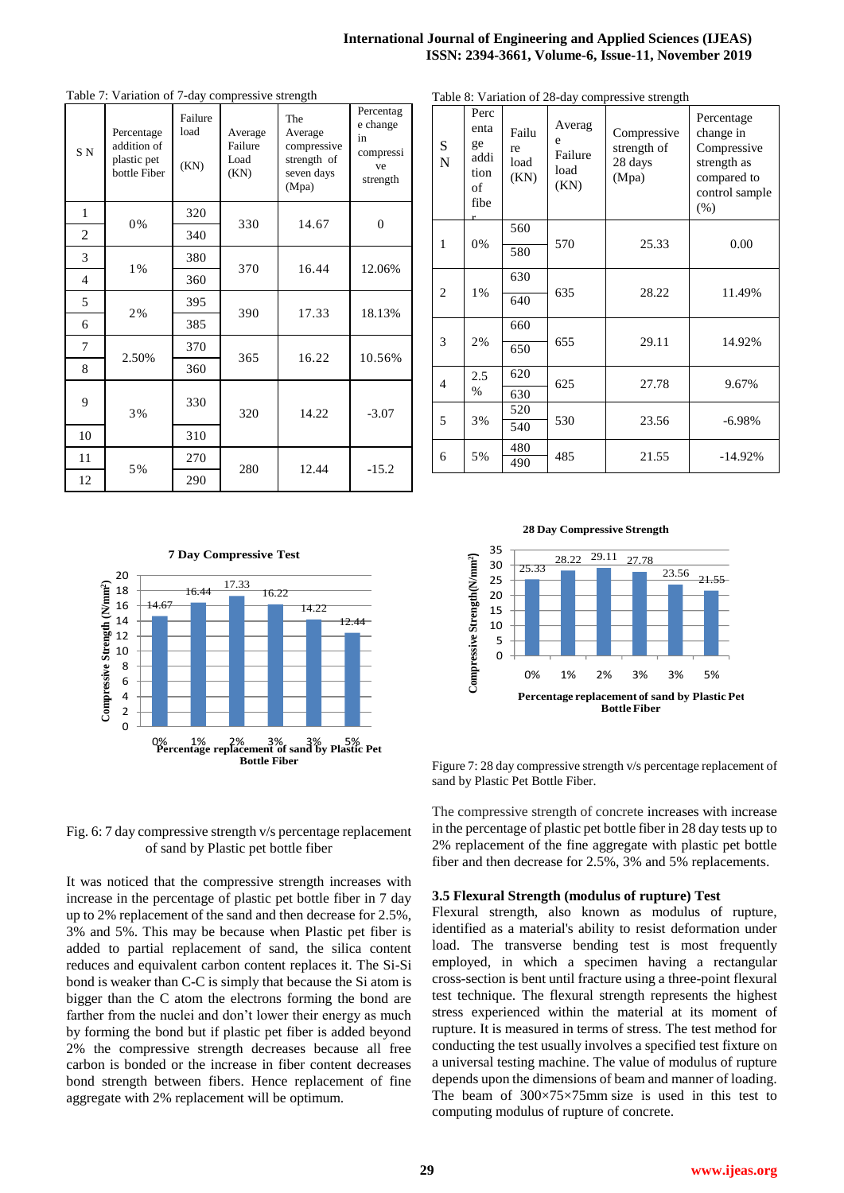Table 7: Variation of 7-day compressive strength

| S N | Percentage addition of plastic pet bottle Fiber | Failure load (KN) | Average Failure Load (KN) | The Average compressive strength of seven days (Mpa) | Percentage change in compressive strength |
|---|---|---|---|---|---|
| 1 | 0% | 320 | 330 | 14.67 | 0 |
| 2 | | 340 | | | |
| 3 | 1% | 380 | 370 | 16.44 | 12.06% |
| 4 | | 360 | | | |
| 5 | 2% | 395 | 390 | 17.33 | 18.13% |
| 6 | | 385 | | | |
| 7 | 2.50% | 370 | 365 | 16.22 | 10.56% |
| 8 | | 360 | | | |
| 9 | 3% | 330 | 320 | 14.22 | -3.07 |
| 10 | | 310 | | | |
| 11 | 5% | 270 | 280 | 12.44 | -15.2 |
| 12 | | 290 | | | |

Fig. 6: 7 day compressive strength v/s percentage replacement of sand by Plastic pet bottle fiber

It was noticed that the compressive strength increases with increase in the percentage of plastic pet bottle fiber in 7 day up to 2% replacement of the sand and then decrease for 2.5%, 3% and 5%. This may be because when Plastic pet fiber is added to partial replacement of sand, the silica content reduces and equivalent carbon content replaces it. The Si-Si bond is weaker than C-C is simply that because the Si atom is bigger than the C atom the electrons forming the bond are farther from the nuclei and don't lower their energy as much by forming the bond but if plastic pet fiber is added beyond 2% the compressive strength decreases because all free carbon is bonded or the increase in fiber content decreases bond strength between fibers. Hence replacement of fine aggregate with 2% replacement will be optimum.

Table 8: Variation of 28-day compressive strength

| S N | Percentage addition of fiber | Failure load (KN) | Average Failure load (KN) | Compressive strength of 28 days (Mpa) | Percentage change in Compressive strength as compared to control sample (%) |
|---|---|---|---|---|---|
| 1 | 0% | 560 | 570 | 25.33 | 0.00 |
| | | 580 | | | |
| 2 | 1% | 630 | 635 | 28.22 | 11.49% |
| | | 640 | | | |
| 3 | 2% | 660 | 655 | 29.11 | 14.92% |
| | | 650 | | | |
| 4 | 2.5 % | 620 | 625 | 27.78 | 9.67% |
| | | 630 | | | |
| 5 | 3% | 520 | 530 | 23.56 | -6.98% |
| | | 540 | | | |
| 6 | 5% | 480 | 485 | 21.55 | -14.92% |
| | | 490 | | | |

Figure 7: 28 day compressive strength v/s percentage replacement of sand by Plastic Pet Bottle Fiber.

The compressive strength of concrete increases with increase in the percentage of plastic pet bottle fiber in 28 day tests up to 2% replacement of the fine aggregate with plastic pet bottle fiber and then decrease for 2.5%, 3% and 5% replacements.

### 3.5 Flexural Strength (modulus of rupture) Test

Flexural strength, also known as modulus of rupture, identified as a material's ability to resist deformation under load. The transverse bending test is most frequently employed, in which a specimen having a rectangular cross-section is bent until fracture using a three-point flexural test technique. The flexural strength represents the highest stress experienced within the material at its moment of rupture. It is measured in terms of stress. The test method for conducting the test usually involves a specified test fixture on a universal testing machine. The value of modulus of rupture depends upon the dimensions of beam and manner of loading. The beam of 300×75×75mm size is used in this test to computing modulus of rupture of concrete.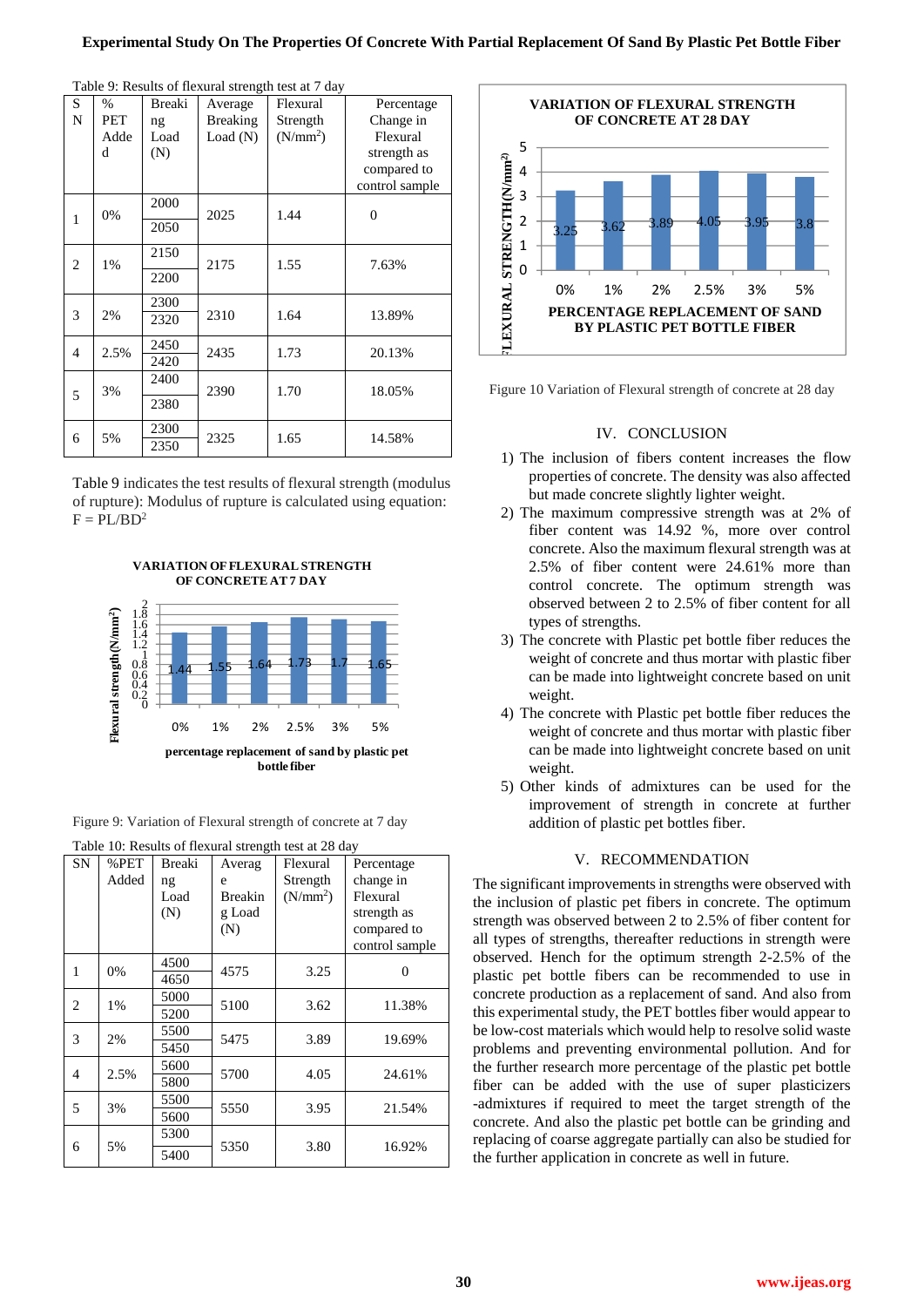Table 9: Results of flexural strength test at 7 day

| SN | % PET Added | Breaking Load (N) | Average Breaking Load (N) | Flexural Strength ($N/mm^2$) | Percentage Change in Flexural strength as compared to control sample |
|---|---|---|---|---|---|
| 1 | 0% | 2000 | 2025 | 1.44 | 0 |
| | | 2050 | | | |
| 2 | 1% | 2150 | 2175 | 1.55 | 7.63% |
| | | 2200 | | | |
| 3 | 2% | 2300 | 2310 | 1.64 | 13.89% |
| | | 2320 | | | |
| 4 | 2.5% | 2450 | 2435 | 1.73 | 20.13% |
| | | 2420 | | | |
| 5 | 3% | 2400 | 2390 | 1.70 | 18.05% |
| | | 2380 | | | |
| 6 | 5% | 2300 | 2325 | 1.65 | 14.58% |
| | | 2350 | | | |

Table 9 indicates the test results of flexural strength (modulus of rupture): Modulus of rupture is calculated using equation: $F = PL/BD^2$

Figure 9: Variation of Flexural strength of concrete at 7 day

Table 10: Results of flexural strength test at 28 day

| SN | %PET Added | Breaking Load (N) | Average Breaking Load (N) | Flexural Strength ($N/mm^2$) | Percentage change in Flexural strength as compared to control sample |
|---|---|---|---|---|---|
| 1 | 0% | 4500 | 4575 | 3.25 | 0 |
| | | 4650 | | | |
| 2 | 1% | 5000 | 5100 | 3.62 | 11.38% |
| | | 5200 | | | |
| 3 | 2% | 5500 | 5475 | 3.89 | 19.69% |
| | | 5450 | | | |
| 4 | 2.5% | 5600 | 5700 | 4.05 | 24.61% |
| | | 5800 | | | |
| 5 | 3% | 5500 | 5550 | 3.95 | 21.54% |
| | | 5600 | | | |
| 6 | 5% | 5300 | 5350 | 3.80 | 16.92% |
| | | 5400 | | | |

Figure 10 Variation of Flexural strength of concrete at 28 day

## IV. CONCLUSION

1) The inclusion of fibers content increases the flow properties of concrete. The density was also affected but made concrete slightly lighter weight.
2) The maximum compressive strength was at 2% of fiber content was 14.92 %, more over control concrete. Also the maximum flexural strength was at 2.5% of fiber content were 24.61% more than control concrete. The optimum strength was observed between 2 to 2.5% of fiber content for all types of strengths.
3) The concrete with Plastic pet bottle fiber reduces the weight of concrete and thus mortar with plastic fiber can be made into lightweight concrete based on unit weight.
4) The concrete with Plastic pet bottle fiber reduces the weight of concrete and thus mortar with plastic fiber can be made into lightweight concrete based on unit weight.
5) Other kinds of admixtures can be used for the improvement of strength in concrete at further addition of plastic pet bottles fiber.

## V. RECOMMENDATION

The significant improvements in strengths were observed with the inclusion of plastic pet fibers in concrete. The optimum strength was observed between 2 to 2.5% of fiber content for all types of strengths, thereafter reductions in strength were observed. Hench for the optimum strength 2-2.5% of the plastic pet bottle fibers can be recommended to use in concrete production as a replacement of sand. And also from this experimental study, the PET bottles fiber would appear to be low-cost materials which would help to resolve solid waste problems and preventing environmental pollution. And for the further research more percentage of the plastic pet bottle fiber can be added with the use of super plasticizers -admixtures if required to meet the target strength of the concrete. And also the plastic pet bottle can be grinding and replacing of coarse aggregate partially can also be studied for the further application in concrete as well in future.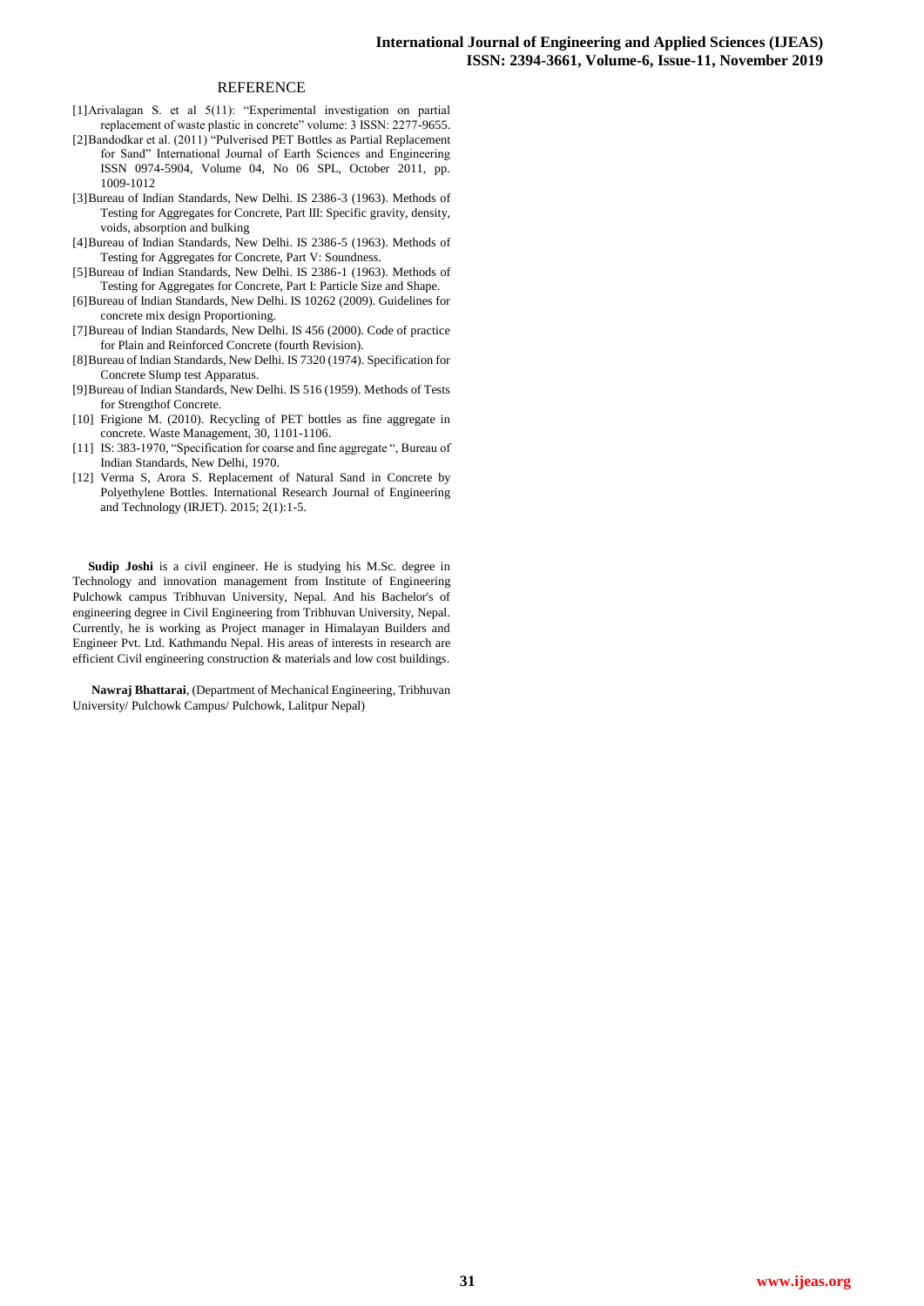## REFERENCE

[1] Arivalagan S. et al 5(11): "Experimental investigation on partial replacement of waste plastic in concrete" volume: 3 ISSN: 2277-9655.

[2] Bandodkar et al. (2011) "Pulverised PET Bottles as Partial Replacement for Sand" International Journal of Earth Sciences and Engineering ISSN 0974-5904, Volume 04, No 06 SPL, October 2011, pp. 1009-1012

[3] Bureau of Indian Standards, New Delhi. IS 2386-3 (1963). Methods of Testing for Aggregates for Concrete, Part III: Specific gravity, density, voids, absorption and bulking

[4] Bureau of Indian Standards, New Delhi. IS 2386-5 (1963). Methods of Testing for Aggregates for Concrete, Part V: Soundness.

[5] Bureau of Indian Standards, New Delhi. IS 2386-1 (1963). Methods of Testing for Aggregates for Concrete, Part I: Particle Size and Shape.

[6] Bureau of Indian Standards, New Delhi. IS 10262 (2009). Guidelines for concrete mix design Proportioning.

[7] Bureau of Indian Standards, New Delhi. IS 456 (2000). Code of practice for Plain and Reinforced Concrete (fourth Revision).

[8] Bureau of Indian Standards, New Delhi. IS 7320 (1974). Specification for Concrete Slump test Apparatus.

[9] Bureau of Indian Standards, New Delhi. IS 516 (1959). Methods of Tests for Strengthof Concrete.

[10] Frigione M. (2010). Recycling of PET bottles as fine aggregate in concrete. Waste Management, 30, 1101-1106.

[11] IS: 383-1970, "Specification for coarse and fine aggregate ", Bureau of Indian Standards, New Delhi, 1970.

[12] Verma S, Arora S. Replacement of Natural Sand in Concrete by Polyethylene Bottles. International Research Journal of Engineering and Technology (IRJET). 2015; 2(1):1-5.

**Sudip Joshi** is a civil engineer. He is studying his M.Sc. degree in Technology and innovation management from Institute of Engineering Pulchowk campus Tribhuvan University, Nepal. And his Bachelor's of engineering degree in Civil Engineering from Tribhuvan University, Nepal. Currently, he is working as Project manager in Himalayan Builders and Engineer Pvt. Ltd. Kathmandu Nepal. His areas of interests in research are efficient Civil engineering construction & materials and low cost buildings.

**Nawraj Bhattarai**, (Department of Mechanical Engineering, Tribhuvan University/ Pulchowk Campus/ Pulchowk, Lalitpur Nepal)